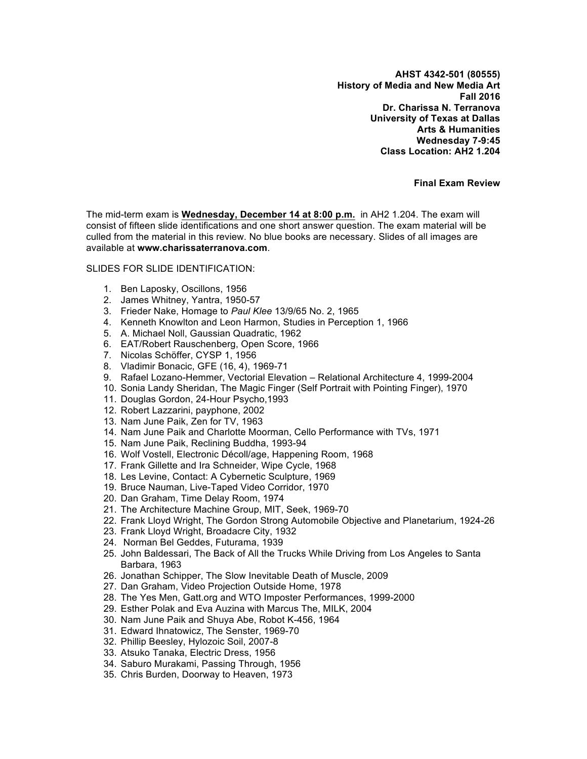**AHST 4342-501 (80555)**
**History of Media and New Media Art**
**Fall 2016**
**Dr. Charissa N. Terranova**
**University of Texas at Dallas**
**Arts & Humanities**
**Wednesday 7-9:45**
**Class Location: AH2 1.204**

**Final Exam Review**

The mid-term exam is **Wednesday, December 14 at 8:00 p.m.** in AH2 1.204. The exam will consist of fifteen slide identifications and one short answer question. The exam material will be culled from the material in this review. No blue books are necessary. Slides of all images are available at **www.charissaterranova.com**.

SLIDES FOR SLIDE IDENTIFICATION:

1. Ben Laposky, Oscillons, 1956
2. James Whitney, Yantra, 1950-57
3. Frieder Nake, Homage to *Paul Klee* 13/9/65 No. 2, 1965
4. Kenneth Knowlton and Leon Harmon, Studies in Perception 1, 1966
5. A. Michael Noll, Gaussian Quadratic, 1962
6. EAT/Robert Rauschenberg, Open Score, 1966
7. Nicolas Schöffer, CYSP 1, 1956
8. Vladimir Bonacic, GFE (16, 4), 1969-71
9. Rafael Lozano-Hemmer, Vectorial Elevation – Relational Architecture 4, 1999-2004
10. Sonia Landy Sheridan, The Magic Finger (Self Portrait with Pointing Finger), 1970
11. Douglas Gordon, 24-Hour Psycho,1993
12. Robert Lazzarini, payphone, 2002
13. Nam June Paik, Zen for TV, 1963
14. Nam June Paik and Charlotte Moorman, Cello Performance with TVs, 1971
15. Nam June Paik, Reclining Buddha, 1993-94
16. Wolf Vostell, Electronic Décoll/age, Happening Room, 1968
17. Frank Gillette and Ira Schneider, Wipe Cycle, 1968
18. Les Levine, Contact: A Cybernetic Sculpture, 1969
19. Bruce Nauman, Live-Taped Video Corridor, 1970
20. Dan Graham, Time Delay Room, 1974
21. The Architecture Machine Group, MIT, Seek, 1969-70
22. Frank Lloyd Wright, The Gordon Strong Automobile Objective and Planetarium, 1924-26
23. Frank Lloyd Wright, Broadacre City, 1932
24. Norman Bel Geddes, Futurama, 1939
25. John Baldessari, The Back of All the Trucks While Driving from Los Angeles to Santa Barbara, 1963
26. Jonathan Schipper, The Slow Inevitable Death of Muscle, 2009
27. Dan Graham, Video Projection Outside Home, 1978
28. The Yes Men, Gatt.org and WTO Imposter Performances, 1999-2000
29. Esther Polak and Eva Auzina with Marcus The, MILK, 2004
30. Nam June Paik and Shuya Abe, Robot K-456, 1964
31. Edward Ihnatowicz, The Senster, 1969-70
32. Phillip Beesley, Hylozoic Soil, 2007-8
33. Atsuko Tanaka, Electric Dress, 1956
34. Saburo Murakami, Passing Through, 1956
35. Chris Burden, Doorway to Heaven, 1973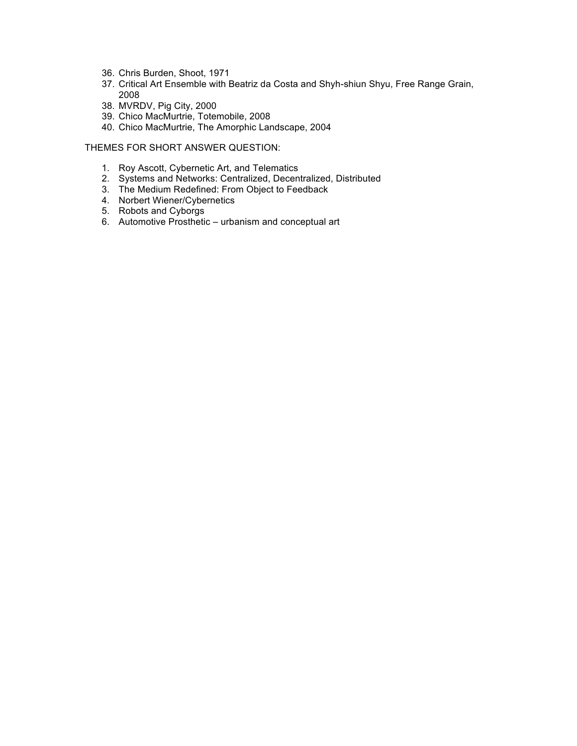36. Chris Burden, Shoot, 1971
37. Critical Art Ensemble with Beatriz da Costa and Shyh-shiun Shyu, Free Range Grain, 2008
38. MVRDV, Pig City, 2000
39. Chico MacMurtrie, Totemobile, 2008
40. Chico MacMurtrie, The Amorphic Landscape, 2004

THEMES FOR SHORT ANSWER QUESTION:

1. Roy Ascott, Cybernetic Art, and Telematics
2. Systems and Networks: Centralized, Decentralized, Distributed
3. The Medium Redefined: From Object to Feedback
4. Norbert Wiener/Cybernetics
5. Robots and Cyborgs
6. Automotive Prosthetic – urbanism and conceptual art